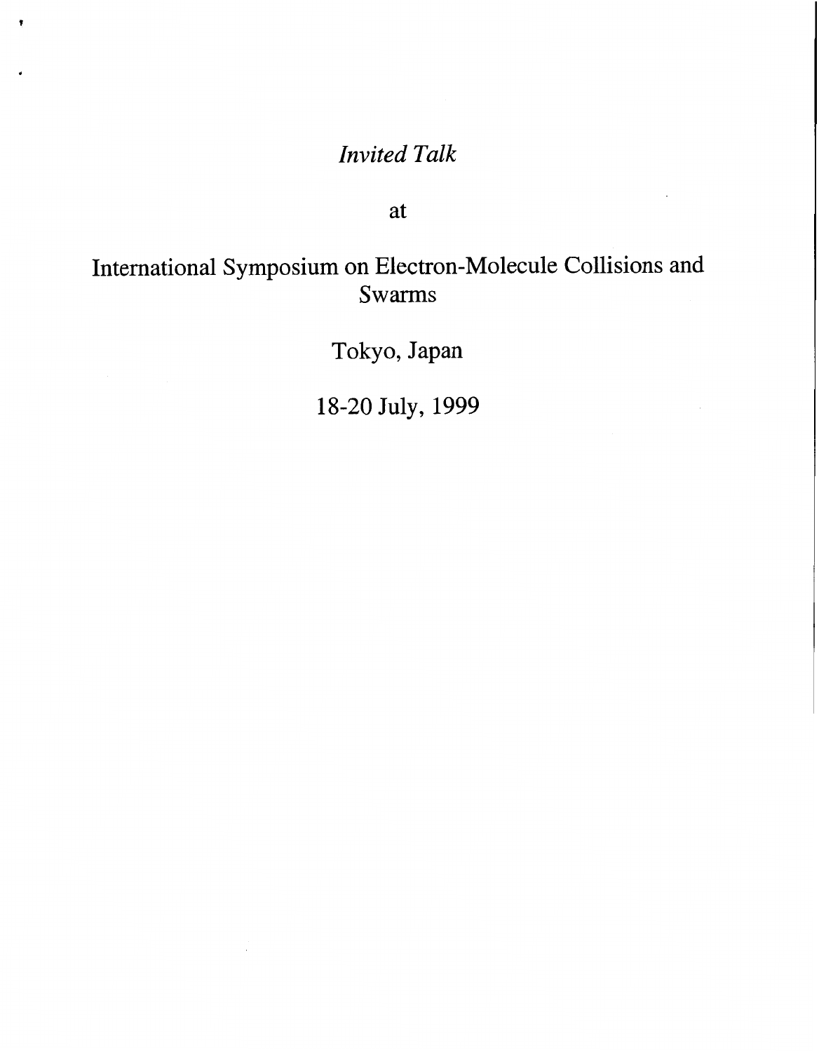*Invited Talk*

at

International Symposium on Electron-Molecule Collisions and Swarms

Tokyo, Japan

18-20 July, 1999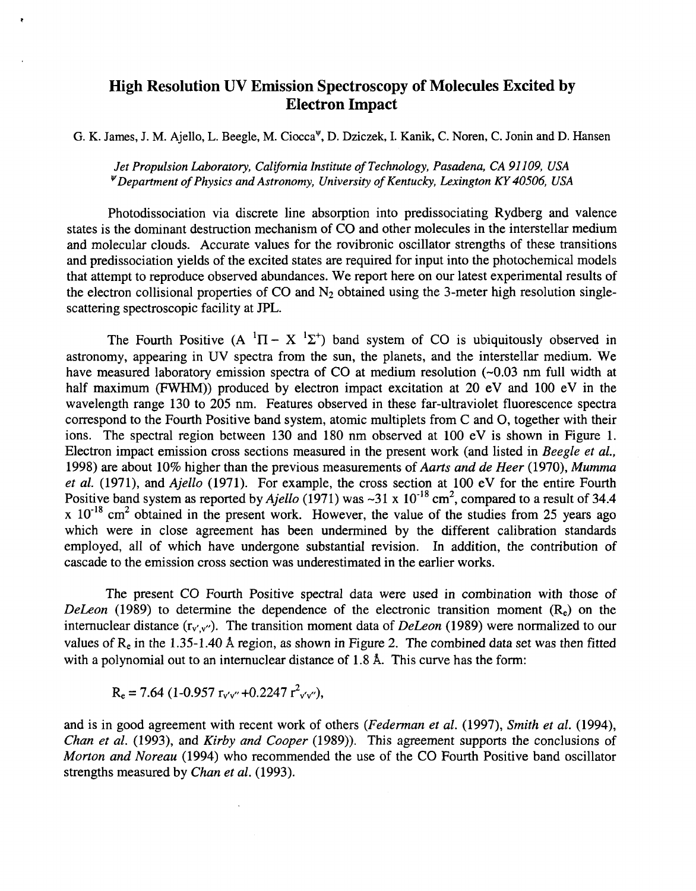# High Resolution UV Emission Spectroscopy of Molecules Excited by Electron Impact

G. K. James, J. M. Ajello, L. Beegle, M. Ciocca[Ψ], D. Dziczek, I. Kanik, C. Noren, C. Jonin and D. Hansen

*Jet Propulsion Laboratory, California Institute of Technology, Pasadena, CA 91109, USA*
[Ψ]*Department of Physics and Astronomy, University of Kentucky, Lexington KY 40506, USA*

Photodissociation via discrete line absorption into predissociating Rydberg and valence states is the dominant destruction mechanism of CO and other molecules in the interstellar medium and molecular clouds. Accurate values for the rovibronic oscillator strengths of these transitions and predissociation yields of the excited states are required for input into the photochemical models that attempt to reproduce observed abundances. We report here on our latest experimental results of the electron collisional properties of CO and $N_2$ obtained using the 3-meter high resolution single-scattering spectroscopic facility at JPL.

The Fourth Positive ($A\ ^1\Pi - X\ ^1\Sigma^+$) band system of CO is ubiquitously observed in astronomy, appearing in UV spectra from the sun, the planets, and the interstellar medium. We have measured laboratory emission spectra of CO at medium resolution (~0.03 nm full width at half maximum (FWHM)) produced by electron impact excitation at 20 eV and 100 eV in the wavelength range 130 to 205 nm. Features observed in these far-ultraviolet fluorescence spectra correspond to the Fourth Positive band system, atomic multiplets from C and O, together with their ions. The spectral region between 130 and 180 nm observed at 100 eV is shown in Figure 1. Electron impact emission cross sections measured in the present work (and listed in *Beegle et al.,* 1998) are about 10% higher than the previous measurements of *Aarts and de Heer* (1970), *Mumma et al.* (1971), and *Ajello* (1971). For example, the cross section at 100 eV for the entire Fourth Positive band system as reported by *Ajello* (1971) was ~31 x $10^{-18}$ cm$^2$, compared to a result of 34.4 x $10^{-18}$ cm$^2$ obtained in the present work. However, the value of the studies from 25 years ago which were in close agreement has been undermined by the different calibration standards employed, all of which have undergone substantial revision. In addition, the contribution of cascade to the emission cross section was underestimated in the earlier works.

The present CO Fourth Positive spectral data were used in combination with those of *DeLeon* (1989) to determine the dependence of the electronic transition moment ($R_e$) on the internuclear distance ($r_{v',v''}$). The transition moment data of *DeLeon* (1989) were normalized to our values of $R_e$ in the 1.35-1.40 Å region, as shown in Figure 2. The combined data set was then fitted with a polynomial out to an internuclear distance of 1.8 Å. This curve has the form:

$$R_e = 7.64\ (1 - 0.957\ r_{v'v''} + 0.2247\ r^2_{v'v''}),$$

and is in good agreement with recent work of others (*Federman et al.* (1997), *Smith et al.* (1994), *Chan et al.* (1993), and *Kirby and Cooper* (1989)). This agreement supports the conclusions of *Morton and Noreau* (1994) who recommended the use of the CO Fourth Positive band oscillator strengths measured by *Chan et al.* (1993).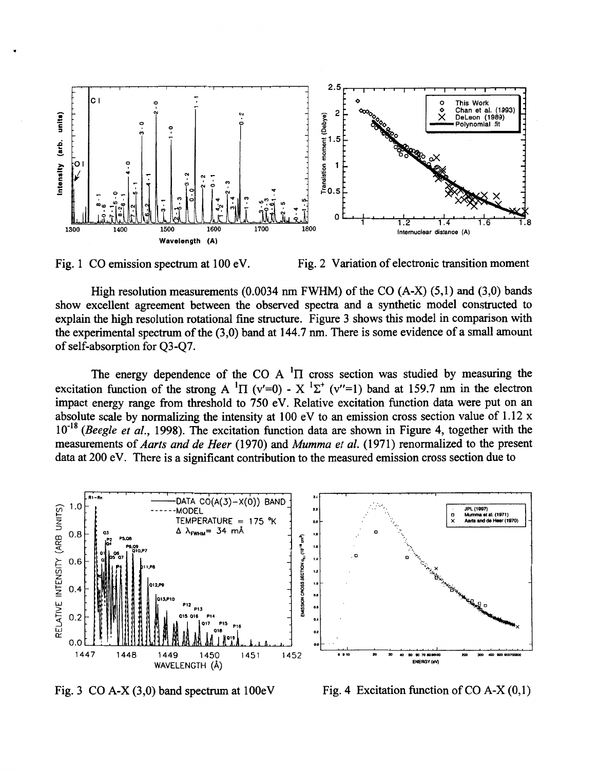Fig. 1 CO emission spectrum at 100 eV.

Fig. 2 Variation of electronic transition moment

High resolution measurements (0.0034 nm FWHM) of the CO (A-X) (5,1) and (3,0) bands show excellent agreement between the observed spectra and a synthetic model constructed to explain the high resolution rotational fine structure. Figure 3 shows this model in comparison with the experimental spectrum of the (3,0) band at 144.7 nm. There is some evidence of a small amount of self-absorption for Q3-Q7.

The energy dependence of the CO A $^1\Pi$ cross section was studied by measuring the excitation function of the strong A $^1\Pi$ (v′=0) - X $^1\Sigma^+$ (v″=1) band at 159.7 nm in the electron impact energy range from threshold to 750 eV. Relative excitation function data were put on an absolute scale by normalizing the intensity at 100 eV to an emission cross section value of 1.12 x $10^{-18}$ (*Beegle et al.*, 1998). The excitation function data are shown in Figure 4, together with the measurements of *Aarts and de Heer* (1970) and *Mumma et al.* (1971) renormalized to the present data at 200 eV. There is a significant contribution to the measured emission cross section due to

Fig. 3 CO A-X (3,0) band spectrum at 100eV

Fig. 4 Excitation function of CO A-X (0,1)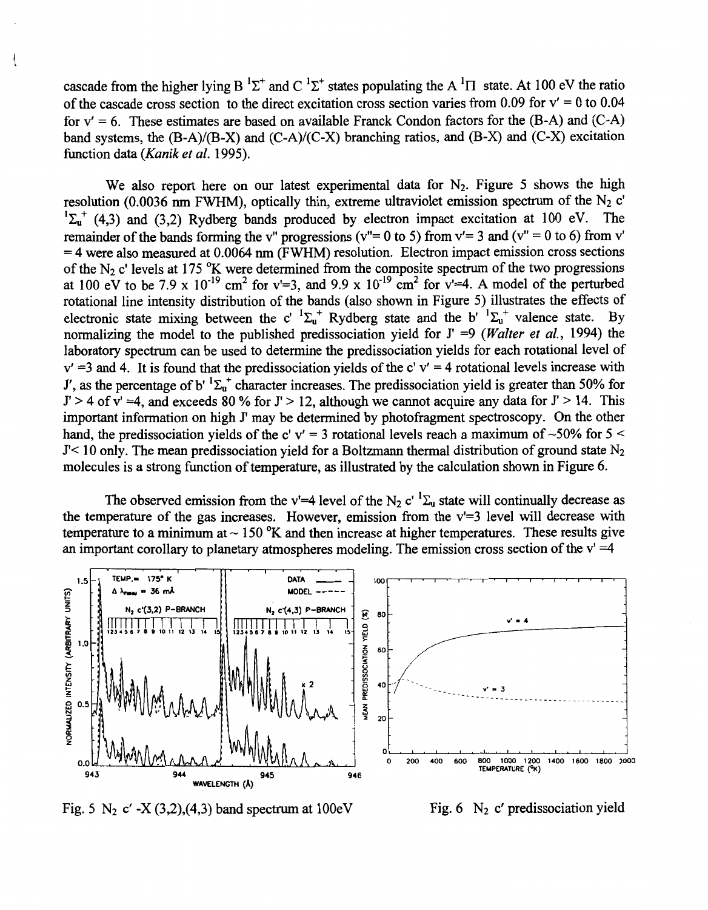cascade from the higher lying B $^1\Sigma^+$ and C $^1\Sigma^+$ states populating the A $^1\Pi$ state. At 100 eV the ratio of the cascade cross section to the direct excitation cross section varies from 0.09 for v' = 0 to 0.04 for v' = 6. These estimates are based on available Franck Condon factors for the (B-A) and (C-A) band systems, the (B-A)/(B-X) and (C-A)/(C-X) branching ratios, and (B-X) and (C-X) excitation function data (*Kanik et al.* 1995).

We also report here on our latest experimental data for $N_2$. Figure 5 shows the high resolution (0.0036 nm FWHM), optically thin, extreme ultraviolet emission spectrum of the $N_2$ c' $^1\Sigma_u^+$ (4,3) and (3,2) Rydberg bands produced by electron impact excitation at 100 eV. The remainder of the bands forming the v" progressions (v"= 0 to 5) from v'= 3 and (v" = 0 to 6) from v' = 4 were also measured at 0.0064 nm (FWHM) resolution. Electron impact emission cross sections of the $N_2$ c' levels at 175 °K were determined from the composite spectrum of the two progressions at 100 eV to be 7.9 x $10^{-19}$ cm$^2$ for v'=3, and 9.9 x $10^{-19}$ cm$^2$ for v'=4. A model of the perturbed rotational line intensity distribution of the bands (also shown in Figure 5) illustrates the effects of electronic state mixing between the c' $^1\Sigma_u^+$ Rydberg state and the b' $^1\Sigma_u^+$ valence state. By normalizing the model to the published predissociation yield for J' =9 (*Walter et al.*, 1994) the laboratory spectrum can be used to determine the predissociation yields for each rotational level of v' =3 and 4. It is found that the predissociation yields of the c' v' = 4 rotational levels increase with J', as the percentage of b' $^1\Sigma_u^+$ character increases. The predissociation yield is greater than 50% for J' > 4 of v' =4, and exceeds 80 % for J' > 12, although we cannot acquire any data for J' > 14. This important information on high J' may be determined by photofragment spectroscopy. On the other hand, the predissociation yields of the c' v' = 3 rotational levels reach a maximum of ~50% for 5 < J'< 10 only. The mean predissociation yield for a Boltzmann thermal distribution of ground state $N_2$ molecules is a strong function of temperature, as illustrated by the calculation shown in Figure 6.

The observed emission from the v'=4 level of the $N_2$ c' $^1\Sigma_u$ state will continually decrease as the temperature of the gas increases. However, emission from the v'=3 level will decrease with temperature to a minimum at ~ 150 °K and then increase at higher temperatures. These results give an important corollary to planetary atmospheres modeling. The emission cross section of the v' =4

Fig. 5 $N_2$ c' -X (3,2),(4,3) band spectrum at 100eV

Fig. 6 $N_2$ c' predissociation yield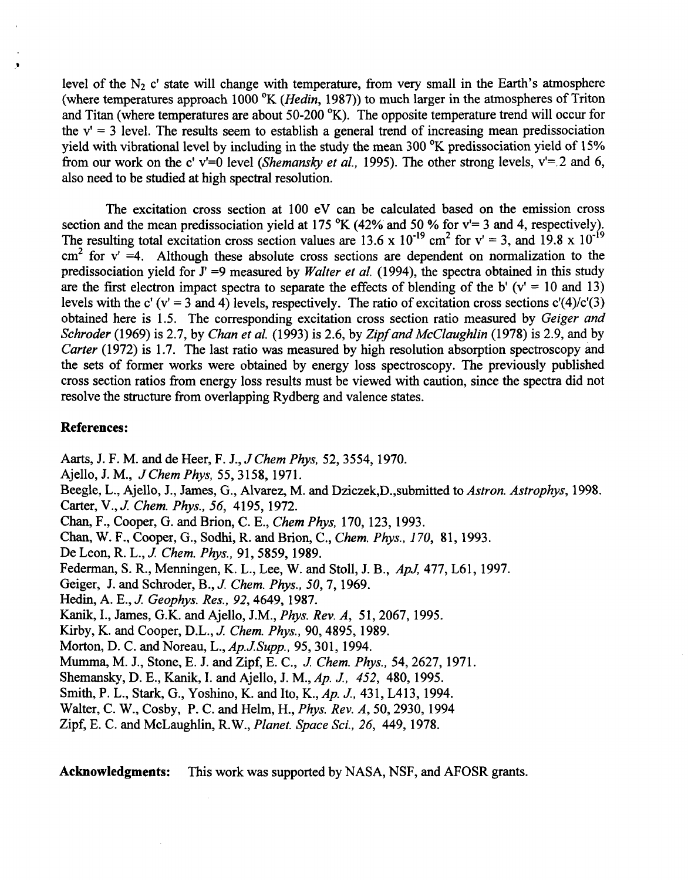level of the $N_2$ c' state will change with temperature, from very small in the Earth's atmosphere (where temperatures approach 1000 °K (*Hedin*, 1987)) to much larger in the atmospheres of Triton and Titan (where temperatures are about 50-200 °K). The opposite temperature trend will occur for the v' = 3 level. The results seem to establish a general trend of increasing mean predissociation yield with vibrational level by including in the study the mean 300 °K predissociation yield of 15% from our work on the c' v'=0 level (*Shemansky et al.,* 1995). The other strong levels, v'= 2 and 6, also need to be studied at high spectral resolution.

The excitation cross section at 100 eV can be calculated based on the emission cross section and the mean predissociation yield at 175 °K (42% and 50 % for v'= 3 and 4, respectively). The resulting total excitation cross section values are 13.6 x $10^{-19}$ $cm^2$ for v' = 3, and 19.8 x $10^{-19}$ $cm^2$ for v' =4. Although these absolute cross sections are dependent on normalization to the predissociation yield for J' =9 measured by *Walter et al.* (1994), the spectra obtained in this study are the first electron impact spectra to separate the effects of blending of the b' (v' = 10 and 13) levels with the c' (v' = 3 and 4) levels, respectively. The ratio of excitation cross sections c'(4)/c'(3) obtained here is 1.5. The corresponding excitation cross section ratio measured by *Geiger and Schroder* (1969) is 2.7, by *Chan et al.* (1993) is 2.6, by *Zipf and McClaughlin* (1978) is 2.9, and by *Carter* (1972) is 1.7. The last ratio was measured by high resolution absorption spectroscopy and the sets of former works were obtained by energy loss spectroscopy. The previously published cross section ratios from energy loss results must be viewed with caution, since the spectra did not resolve the structure from overlapping Rydberg and valence states.

**References:**

Aarts, J. F. M. and de Heer, F. J., *J Chem Phys,* 52, 3554, 1970.
Ajello, J. M., *J Chem Phys,* 55, 3158, 1971.
Beegle, L., Ajello, J., James, G., Alvarez, M. and Dziczek,D.,submitted to *Astron. Astrophys*, 1998.
Carter, V., *J. Chem. Phys., 56,* 4195, 1972.
Chan, F., Cooper, G. and Brion, C. E., *Chem Phys,* 170, 123, 1993.
Chan, W. F., Cooper, G., Sodhi, R. and Brion, C., *Chem. Phys., 170,* 81, 1993.
De Leon, R. L., *J. Chem. Phys.,* 91, 5859, 1989.
Federman, S. R., Menningen, K. L., Lee, W. and Stoll, J. B., *ApJ,* 477, L61, 1997.
Geiger, J. and Schroder, B., *J. Chem. Phys., 50,* 7, 1969.
Hedin, A. E., *J. Geophys. Res., 92,* 4649, 1987.
Kanik, I., James, G.K. and Ajello, J.M., *Phys. Rev. A,* 51, 2067, 1995.
Kirby, K. and Cooper, D.L., *J. Chem. Phys.,* 90, 4895, 1989.
Morton, D. C. and Noreau, L., *Ap.J.Supp.,* 95, 301, 1994.
Mumma, M. J., Stone, E. J. and Zipf, E. C., *J. Chem. Phys.,* 54, 2627, 1971.
Shemansky, D. E., Kanik, I. and Ajello, J. M., *Ap. J., 452,* 480, 1995.
Smith, P. L., Stark, G., Yoshino, K. and Ito, K., *Ap. J.,* 431, L413, 1994.
Walter, C. W., Cosby, P. C. and Helm, H., *Phys. Rev. A,* 50, 2930, 1994
Zipf, E. C. and McLaughlin, R.W., *Planet. Space Sci., 26,* 449, 1978.

**Acknowledgments:** This work was supported by NASA, NSF, and AFOSR grants.